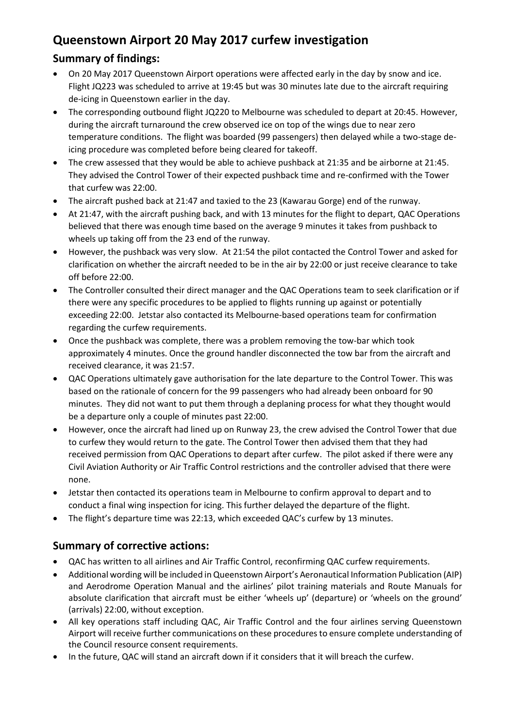# Queenstown Airport 20 May 2017 curfew investigation

## Summary of findings:

- On 20 May 2017 Queenstown Airport operations were affected early in the day by snow and ice. Flight JQ223 was scheduled to arrive at 19:45 but was 30 minutes late due to the aircraft requiring de-icing in Queenstown earlier in the day.
- The corresponding outbound flight JQ220 to Melbourne was scheduled to depart at 20:45. However, during the aircraft turnaround the crew observed ice on top of the wings due to near zero temperature conditions. The flight was boarded (99 passengers) then delayed while a two-stage de-icing procedure was completed before being cleared for takeoff.
- The crew assessed that they would be able to achieve pushback at 21:35 and be airborne at 21:45. They advised the Control Tower of their expected pushback time and re-confirmed with the Tower that curfew was 22:00.
- The aircraft pushed back at 21:47 and taxied to the 23 (Kawarau Gorge) end of the runway.
- At 21:47, with the aircraft pushing back, and with 13 minutes for the flight to depart, QAC Operations believed that there was enough time based on the average 9 minutes it takes from pushback to wheels up taking off from the 23 end of the runway.
- However, the pushback was very slow. At 21:54 the pilot contacted the Control Tower and asked for clarification on whether the aircraft needed to be in the air by 22:00 or just receive clearance to take off before 22:00.
- The Controller consulted their direct manager and the QAC Operations team to seek clarification or if there were any specific procedures to be applied to flights running up against or potentially exceeding 22:00. Jetstar also contacted its Melbourne-based operations team for confirmation regarding the curfew requirements.
- Once the pushback was complete, there was a problem removing the tow-bar which took approximately 4 minutes. Once the ground handler disconnected the tow bar from the aircraft and received clearance, it was 21:57.
- QAC Operations ultimately gave authorisation for the late departure to the Control Tower. This was based on the rationale of concern for the 99 passengers who had already been onboard for 90 minutes. They did not want to put them through a deplaning process for what they thought would be a departure only a couple of minutes past 22:00.
- However, once the aircraft had lined up on Runway 23, the crew advised the Control Tower that due to curfew they would return to the gate. The Control Tower then advised them that they had received permission from QAC Operations to depart after curfew. The pilot asked if there were any Civil Aviation Authority or Air Traffic Control restrictions and the controller advised that there were none.
- Jetstar then contacted its operations team in Melbourne to confirm approval to depart and to conduct a final wing inspection for icing. This further delayed the departure of the flight.
- The flight's departure time was 22:13, which exceeded QAC's curfew by 13 minutes.

## Summary of corrective actions:

- QAC has written to all airlines and Air Traffic Control, reconfirming QAC curfew requirements.
- Additional wording will be included in Queenstown Airport's Aeronautical Information Publication (AIP) and Aerodrome Operation Manual and the airlines' pilot training materials and Route Manuals for absolute clarification that aircraft must be either 'wheels up' (departure) or 'wheels on the ground' (arrivals) 22:00, without exception.
- All key operations staff including QAC, Air Traffic Control and the four airlines serving Queenstown Airport will receive further communications on these procedures to ensure complete understanding of the Council resource consent requirements.
- In the future, QAC will stand an aircraft down if it considers that it will breach the curfew.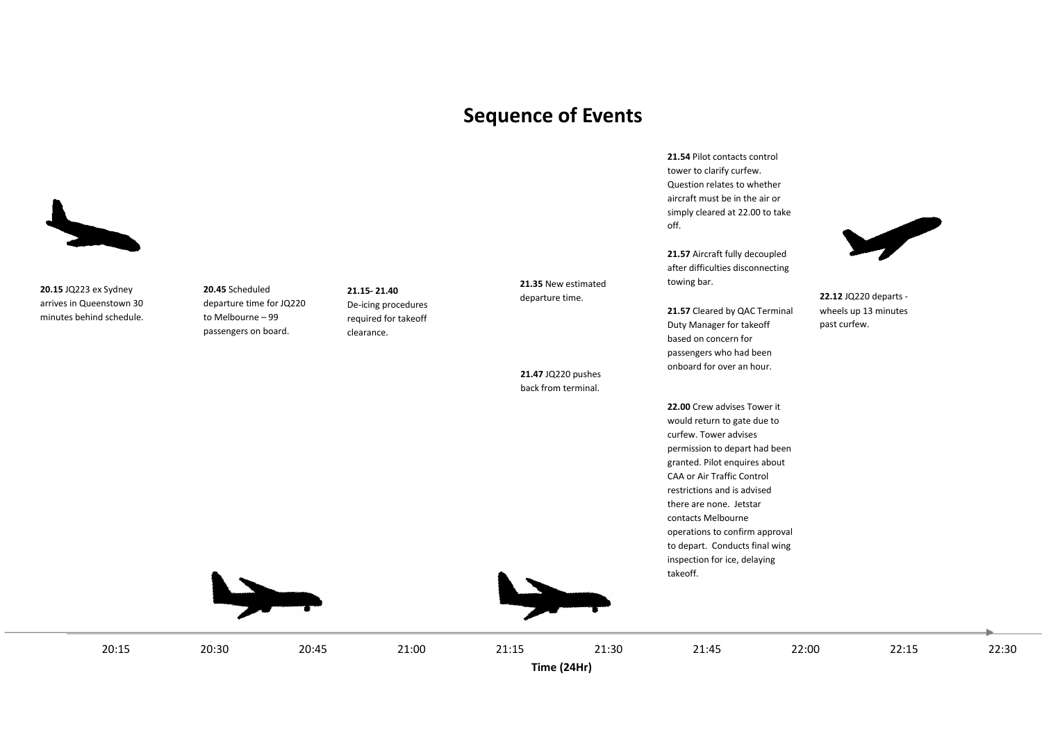# Sequence of Events

**20.15** JQ223 ex Sydney arrives in Queenstown 30 minutes behind schedule.

**20.45** Scheduled departure time for JQ220 to Melbourne – 99 passengers on board.

**21.15- 21.40** De-icing procedures required for takeoff clearance.

**21.35** New estimated departure time.

**21.47** JQ220 pushes back from terminal.

**21.54** Pilot contacts control tower to clarify curfew. Question relates to whether aircraft must be in the air or simply cleared at 22.00 to take off.

**21.57** Aircraft fully decoupled after difficulties disconnecting towing bar.

**21.57** Cleared by QAC Terminal Duty Manager for takeoff based on concern for passengers who had been onboard for over an hour.

**22.00** Crew advises Tower it would return to gate due to curfew. Tower advises permission to depart had been granted. Pilot enquires about CAA or Air Traffic Control restrictions and is advised there are none. Jetstar contacts Melbourne operations to confirm approval to depart. Conducts final wing inspection for ice, delaying takeoff.

**22.12** JQ220 departs - wheels up 13 minutes past curfew.

20:15
20:30
20:45
21:00
21:15
21:30
21:45
22:00
22:15
22:30

Time (24Hr)